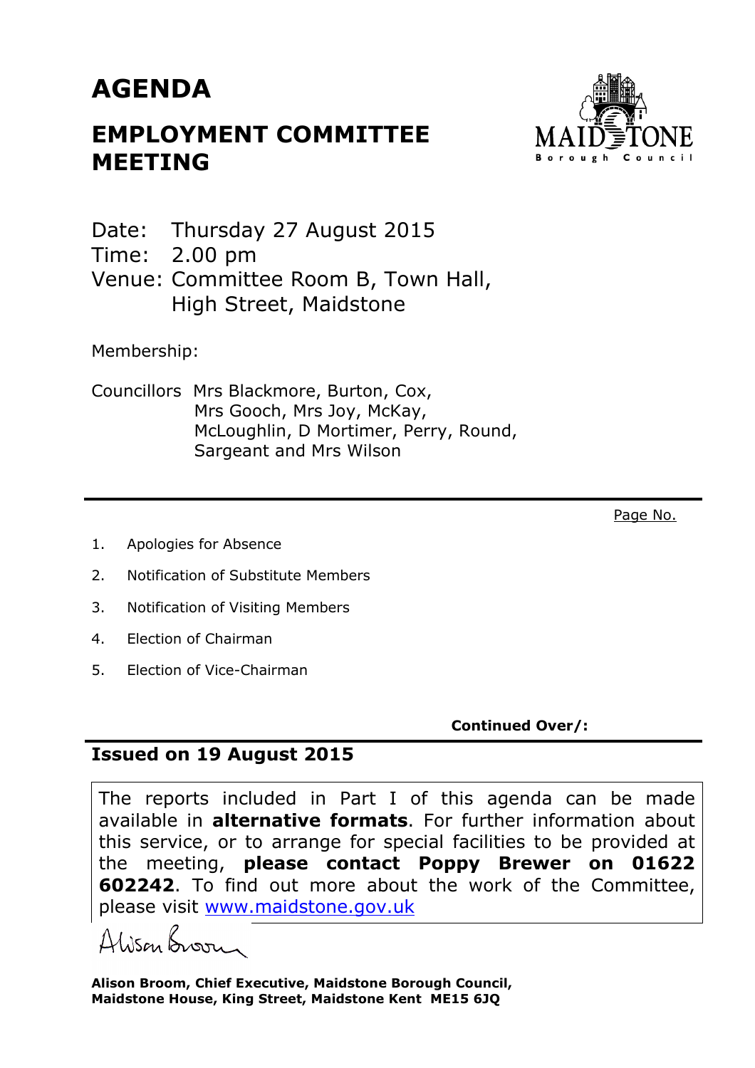# AGENDA

## EMPLOYMENT COMMITTEE MEETING

Date: Thursday 27 August 2015
Time: 2.00 pm
Venue: Committee Room B, Town Hall, High Street, Maidstone

Membership:

Councillors Mrs Blackmore, Burton, Cox, Mrs Gooch, Mrs Joy, McKay, McLoughlin, D Mortimer, Perry, Round, Sargeant and Mrs Wilson

Page No.

1. Apologies for Absence
2. Notification of Substitute Members
3. Notification of Visiting Members
4. Election of Chairman
5. Election of Vice-Chairman

**Continued Over/:**

**Issued on 19 August 2015**

The reports included in Part I of this agenda can be made available in **alternative formats**. For further information about this service, or to arrange for special facilities to be provided at the meeting, **please contact Poppy Brewer on 01622 602242**. To find out more about the work of the Committee, please visit www.maidstone.gov.uk

Alison Broom

**Alison Broom, Chief Executive, Maidstone Borough Council, Maidstone House, King Street, Maidstone Kent ME15 6JQ**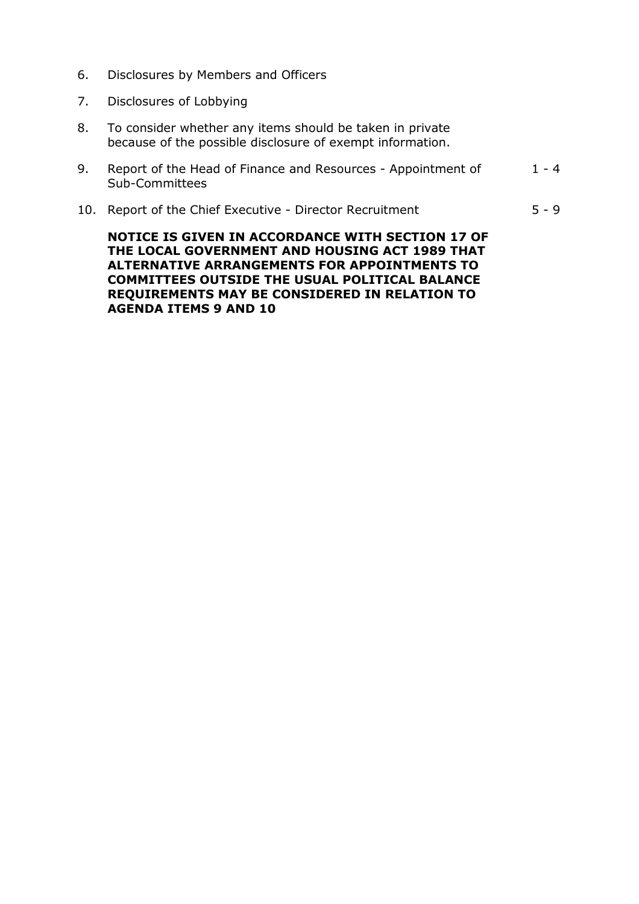6. Disclosures by Members and Officers

7. Disclosures of Lobbying

8. To consider whether any items should be taken in private because of the possible disclosure of exempt information.

9. Report of the Head of Finance and Resources - Appointment of Sub-Committees — 1 - 4

10. Report of the Chief Executive - Director Recruitment — 5 - 9

**NOTICE IS GIVEN IN ACCORDANCE WITH SECTION 17 OF THE LOCAL GOVERNMENT AND HOUSING ACT 1989 THAT ALTERNATIVE ARRANGEMENTS FOR APPOINTMENTS TO COMMITTEES OUTSIDE THE USUAL POLITICAL BALANCE REQUIREMENTS MAY BE CONSIDERED IN RELATION TO AGENDA ITEMS 9 AND 10**